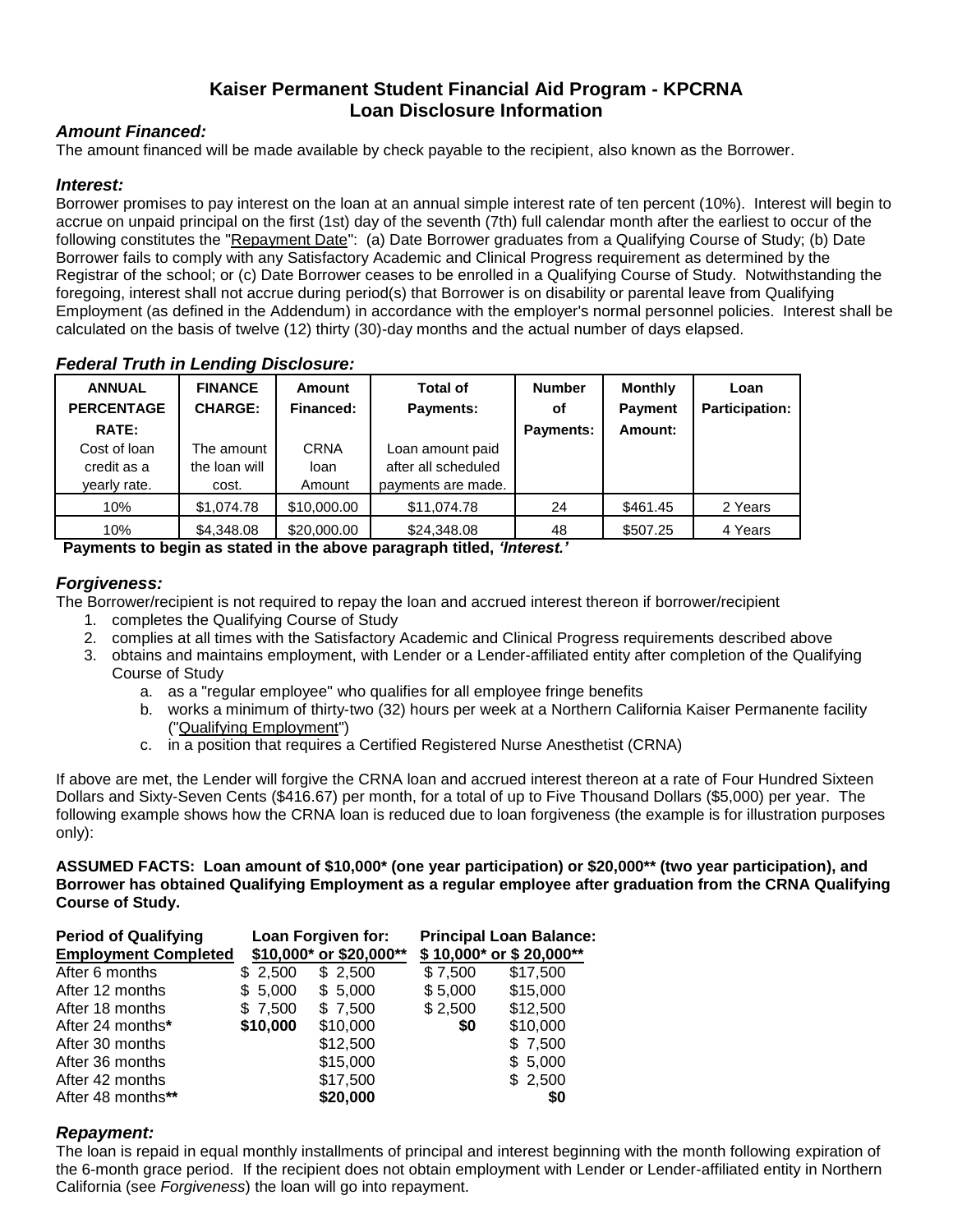# Kaiser Permanent Student Financial Aid Program - KPCRNA
# Loan Disclosure Information

### *Amount Financed:*

The amount financed will be made available by check payable to the recipient, also known as the Borrower.

### *Interest:*

Borrower promises to pay interest on the loan at an annual simple interest rate of ten percent (10%). Interest will begin to accrue on unpaid principal on the first (1st) day of the seventh (7th) full calendar month after the earliest to occur of the following constitutes the "Repayment Date": (a) Date Borrower graduates from a Qualifying Course of Study; (b) Date Borrower fails to comply with any Satisfactory Academic and Clinical Progress requirement as determined by the Registrar of the school; or (c) Date Borrower ceases to be enrolled in a Qualifying Course of Study. Notwithstanding the foregoing, interest shall not accrue during period(s) that Borrower is on disability or parental leave from Qualifying Employment (as defined in the Addendum) in accordance with the employer's normal personnel policies. Interest shall be calculated on the basis of twelve (12) thirty (30)-day months and the actual number of days elapsed.

### *Federal Truth in Lending Disclosure:*

| **ANNUAL PERCENTAGE RATE:** Cost of loan credit as a yearly rate. | **FINANCE CHARGE:** The amount the loan will cost. | **Amount Financed:** CRNA loan Amount | **Total of Payments:** Loan amount paid after all scheduled payments are made. | **Number of Payments:** | **Monthly Payment Amount:** | **Loan Participation:** |
|---|---|---|---|---|---|---|
| 10% | $1,074.78 | $10,000.00 | $11,074.78 | 24 | $461.45 | 2 Years |
| 10% | $4,348.08 | $20,000.00 | $24,348.08 | 48 | $507.25 | 4 Years |

**Payments to begin as stated in the above paragraph titled, *'Interest.'***

### *Forgiveness:*

The Borrower/recipient is not required to repay the loan and accrued interest thereon if borrower/recipient

1. completes the Qualifying Course of Study
2. complies at all times with the Satisfactory Academic and Clinical Progress requirements described above
3. obtains and maintains employment, with Lender or a Lender-affiliated entity after completion of the Qualifying Course of Study
   a. as a "regular employee" who qualifies for all employee fringe benefits
   b. works a minimum of thirty-two (32) hours per week at a Northern California Kaiser Permanente facility ("Qualifying Employment")
   c. in a position that requires a Certified Registered Nurse Anesthetist (CRNA)

If above are met, the Lender will forgive the CRNA loan and accrued interest thereon at a rate of Four Hundred Sixteen Dollars and Sixty-Seven Cents ($416.67) per month, for a total of up to Five Thousand Dollars ($5,000) per year. The following example shows how the CRNA loan is reduced due to loan forgiveness (the example is for illustration purposes only):

**ASSUMED FACTS: Loan amount of $10,000* (one year participation) or $20,000** (two year participation), and Borrower has obtained Qualifying Employment as a regular employee after graduation from the CRNA Qualifying Course of Study.**

| **Period of Qualifying Employment Completed** | **Loan Forgiven for: $10,000*** | **or $20,000**** | **Principal Loan Balance: $ 10,000*** | **or $ 20,000**** |
|---|---|---|---|---|
| After 6 months | $ 2,500 | $ 2,500 | $ 7,500 | $17,500 |
| After 12 months | $ 5,000 | $ 5,000 | $ 5,000 | $15,000 |
| After 18 months | $ 7,500 | $ 7,500 | $ 2,500 | $12,500 |
| After 24 months* | **$10,000** | $10,000 | **$0** | $10,000 |
| After 30 months | | $12,500 | | $ 7,500 |
| After 36 months | | $15,000 | | $ 5,000 |
| After 42 months | | $17,500 | | $ 2,500 |
| After 48 months** | | **$20,000** | | **$0** |

### *Repayment:*

The loan is repaid in equal monthly installments of principal and interest beginning with the month following expiration of the 6-month grace period. If the recipient does not obtain employment with Lender or Lender-affiliated entity in Northern California (see *Forgiveness*) the loan will go into repayment.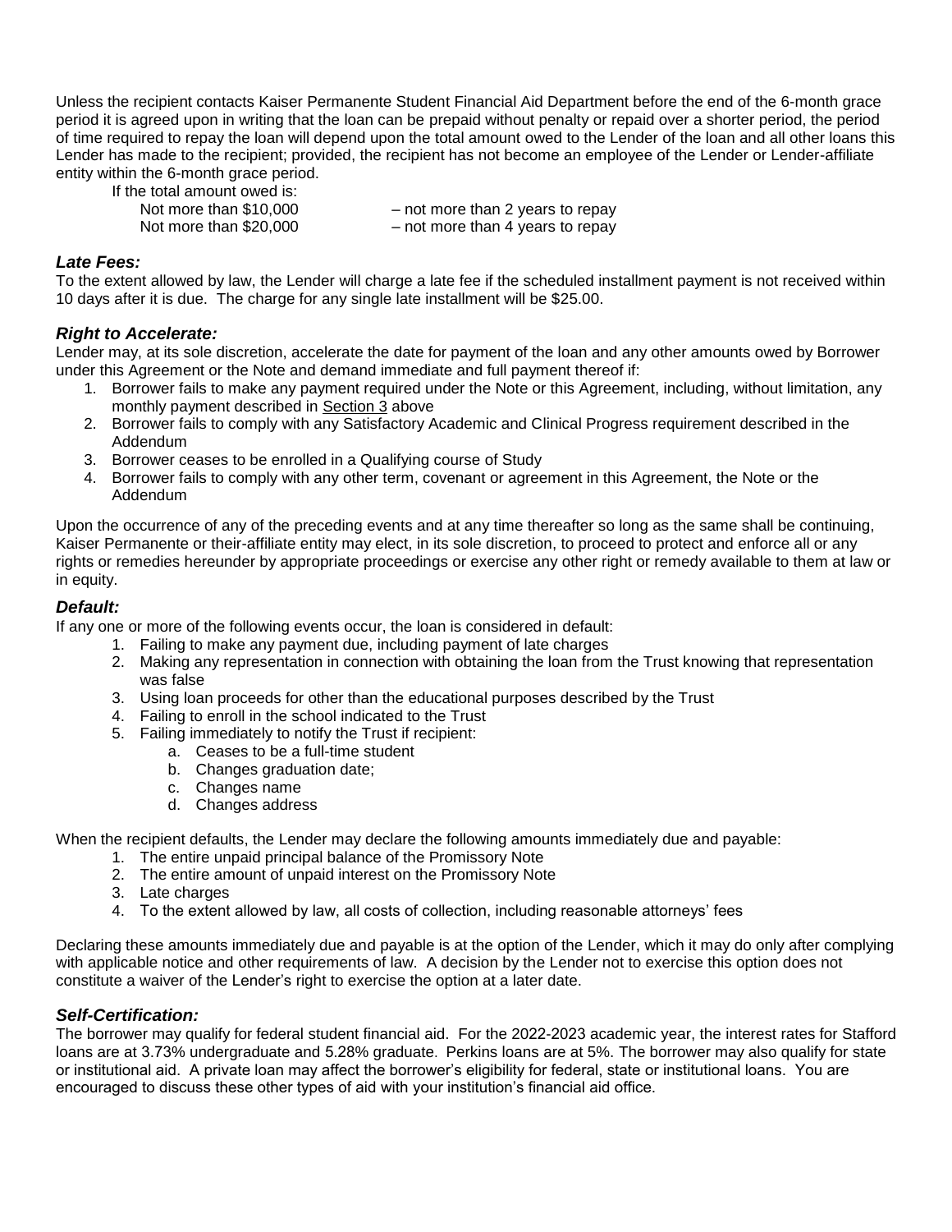Unless the recipient contacts Kaiser Permanente Student Financial Aid Department before the end of the 6-month grace period it is agreed upon in writing that the loan can be prepaid without penalty or repaid over a shorter period, the period of time required to repay the loan will depend upon the total amount owed to the Lender of the loan and all other loans this Lender has made to the recipient; provided, the recipient has not become an employee of the Lender or Lender-affiliate entity within the 6-month grace period.

If the total amount owed is:

| | |
|---|---|
| Not more than $10,000 | – not more than 2 years to repay |
| Not more than $20,000 | – not more than 4 years to repay |

### *Late Fees:*

To the extent allowed by law, the Lender will charge a late fee if the scheduled installment payment is not received within 10 days after it is due. The charge for any single late installment will be $25.00.

### *Right to Accelerate:*

Lender may, at its sole discretion, accelerate the date for payment of the loan and any other amounts owed by Borrower under this Agreement or the Note and demand immediate and full payment thereof if:

1. Borrower fails to make any payment required under the Note or this Agreement, including, without limitation, any monthly payment described in Section 3 above
2. Borrower fails to comply with any Satisfactory Academic and Clinical Progress requirement described in the Addendum
3. Borrower ceases to be enrolled in a Qualifying course of Study
4. Borrower fails to comply with any other term, covenant or agreement in this Agreement, the Note or the Addendum

Upon the occurrence of any of the preceding events and at any time thereafter so long as the same shall be continuing, Kaiser Permanente or their-affiliate entity may elect, in its sole discretion, to proceed to protect and enforce all or any rights or remedies hereunder by appropriate proceedings or exercise any other right or remedy available to them at law or in equity.

### *Default:*

If any one or more of the following events occur, the loan is considered in default:

1. Failing to make any payment due, including payment of late charges
2. Making any representation in connection with obtaining the loan from the Trust knowing that representation was false
3. Using loan proceeds for other than the educational purposes described by the Trust
4. Failing to enroll in the school indicated to the Trust
5. Failing immediately to notify the Trust if recipient:
   a. Ceases to be a full-time student
   b. Changes graduation date;
   c. Changes name
   d. Changes address

When the recipient defaults, the Lender may declare the following amounts immediately due and payable:

1. The entire unpaid principal balance of the Promissory Note
2. The entire amount of unpaid interest on the Promissory Note
3. Late charges
4. To the extent allowed by law, all costs of collection, including reasonable attorneys' fees

Declaring these amounts immediately due and payable is at the option of the Lender, which it may do only after complying with applicable notice and other requirements of law. A decision by the Lender not to exercise this option does not constitute a waiver of the Lender's right to exercise the option at a later date.

### *Self-Certification:*

The borrower may qualify for federal student financial aid. For the 2022-2023 academic year, the interest rates for Stafford loans are at 3.73% undergraduate and 5.28% graduate. Perkins loans are at 5%. The borrower may also qualify for state or institutional aid. A private loan may affect the borrower's eligibility for federal, state or institutional loans. You are encouraged to discuss these other types of aid with your institution's financial aid office.